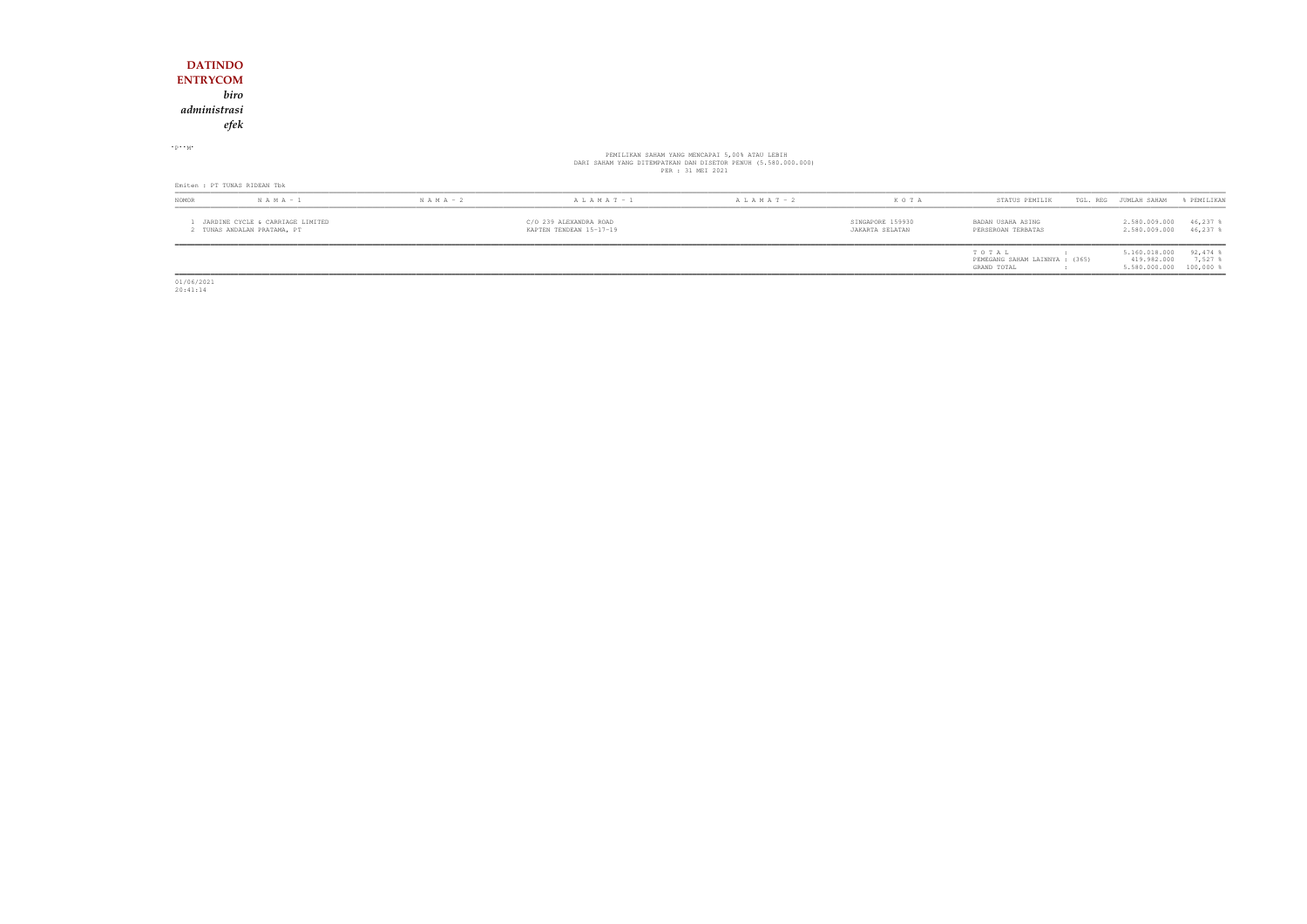**DATINDO ENTRYCOM**

*biro administrasi efek*

PEMILIKAN SAHAM YANG MENCAPAI 5,00% ATAU LEBIH
DARI SAHAM YANG DITEMPATKAN DAN DISETOR PENUH (5.580.000.000)
PER : 31 MEI 2021

Emiten : PT TUNAS RIDEAN Tbk

| NOMOR | N A M A - 1 | N A M A - 2 | A L A M A T - 1 | A L A M A T - 2 | K O T A | STATUS PEMILIK | TGL. REG | JUMLAH SAHAM | % PEMILIKAN |
|---|---|---|---|---|---|---|---|---|---|
| 1 | JARDINE CYCLE & CARRIAGE LIMITED | | C/O 239 ALEXANDRA ROAD | | SINGAPORE 159930 | BADAN USAHA ASING | | 2.580.009.000 | 46,237 % |
| 2 | TUNAS ANDALAN PRATAMA, PT | | KAPTEN TENDEAN 15-17-19 | | JAKARTA SELATAN | PERSEROAN TERBATAS | | 2.580.009.000 | 46,237 % |
| | | | | | | T O T A L : | | 5.160.018.000 | 92,474 % |
| | | | | | | PEMEGANG SAHAM LAINNYA : (365) | | 419.982.000 | 7,527 % |
| | | | | | | GRAND TOTAL : | | 5.580.000.000 | 100,000 % |

01/06/2021
20:41:14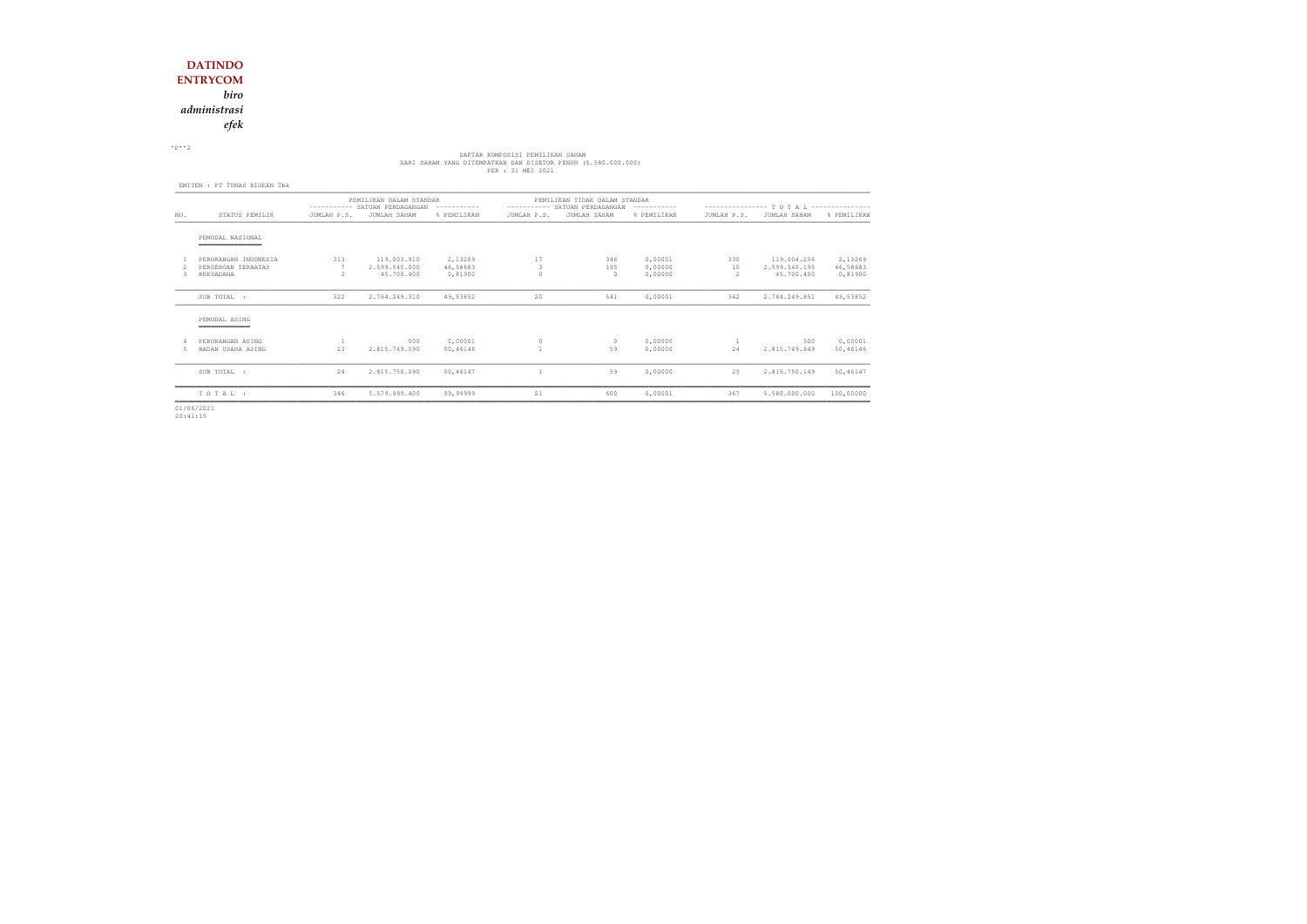**DATINDO ENTRYCOM**

*biro administrasi efek*

DAFTAR KOMPOSISI PEMILIKAN SAHAM
DARI SAHAM YANG DITEMPATKAN DAN DISETOR PENUH (5.580.000.000)
PER : 31 MEI 2021

EMITEN : PT TUNAS RIDEAN Tbk

| NO. | STATUS PEMILIK | PEMILIKAN DALAM STANDAR SATUAN PERDAGANGAN | | | PEMILIKAN TIDAK DALAM STANDAR SATUAN PERDAGANGAN | | | T O T A L | | |
|---|---|---|---|---|---|---|---|---|---|---|
| | | JUMLAH P.S. | JUMLAH SAHAM | % PEMILIKAN | JUMLAH P.S. | JUMLAH SAHAM | % PEMILIKAN | JUMLAH P.S. | JUMLAH SAHAM | % PEMILIKAN |
| | PEMODAL NASIONAL | | | | | | | | | |
| 1 | PERORANGAN INDONESIA | 313 | 119.003.910 | 2,13269 | 17 | 346 | 0,00001 | 330 | 119.004.256 | 2,13269 |
| 2 | PERSEROAN TERBATAS | 7 | 2.599.545.000 | 46,58683 | 3 | 195 | 0,00000 | 10 | 2.599.545.195 | 46,58683 |
| 3 | REKSADANA | 2 | 45.700.400 | 0,81900 | 0 | 0 | 0,00000 | 2 | 45.700.400 | 0,81900 |
| | SUB TOTAL : | 322 | 2.764.249.310 | 49,53852 | 20 | 541 | 0,00001 | 342 | 2.764.249.851 | 49,53852 |
| | PEMODAL ASING | | | | | | | | | |
| 4 | PERORANGAN ASING | 1 | 500 | 0,00001 | 0 | 0 | 0,00000 | 1 | 500 | 0,00001 |
| 5 | BADAN USAHA ASING | 23 | 2.815.749.590 | 50,46146 | 1 | 59 | 0,00000 | 24 | 2.815.749.649 | 50,46146 |
| | SUB TOTAL : | 24 | 2.815.750.090 | 50,46147 | 1 | 59 | 0,00000 | 25 | 2.815.750.149 | 50,46147 |
| | T O T A L : | 346 | 5.579.999.400 | 99,99999 | 21 | 600 | 0,00001 | 367 | 5.580.000.000 | 100,00000 |

01/06/2021
20:41:15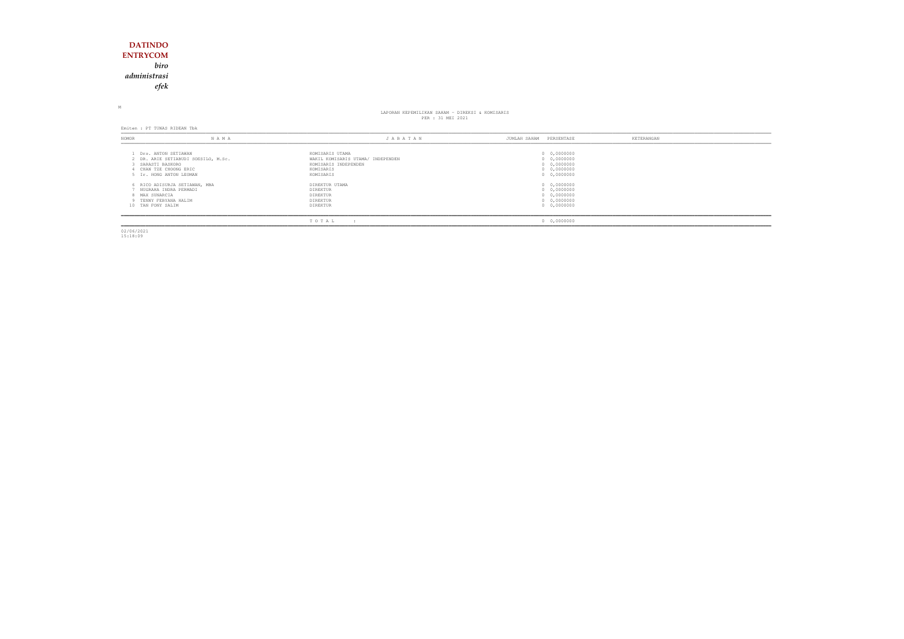**DATINDO**
**ENTRYCOM**
*biro*
*administrasi*
*efek*

M

LAPORAN KEPEMILIKAN SAHAM - DIREKSI & KOMISARIS
PER : 31 MEI 2021

Emiten : PT TUNAS RIDEAN Tbk

| NOMOR | N A M A | J A B A T A N | JUMLAH SAHAM | PERSENTASE | KETERANGAN |
|---|---|---|---|---|---|
| 1 | Drs. ANTON SETIAWAN | KOMISARIS UTAMA | 0 | 0,0000000 | |
| 2 | DR. ARIE SETIABUDI SOESILO, M.Sc. | WAKIL KOMISARIS UTAMA/ INDEPENDEN | 0 | 0,0000000 | |
| 3 | SARASTI BASKORO | KOMISARIS INDEPENDEN | 0 | 0,0000000 | |
| 4 | CHAN TZE CHOONG ERIC | KOMISARIS | 0 | 0,0000000 | |
| 5 | Ir. HONG ANTON LEOMAN | KOMISARIS | 0 | 0,0000000 | |
| 6 | RICO ADISURJA SETIAWAN, MBA | DIREKTUR UTAMA | 0 | 0,0000000 | |
| 7 | NUGRAHA INDRA PERMADI | DIREKTUR | 0 | 0,0000000 | |
| 8 | MAX SUNARCIA | DIREKTUR | 0 | 0,0000000 | |
| 9 | TENNY FEBYANA HALIM | DIREKTUR | 0 | 0,0000000 | |
| 10 | TAN FONY SALIM | DIREKTUR | 0 | 0,0000000 | |
| | | T O T A L : | 0 | 0,0000000 | |

02/06/2021
15:18:09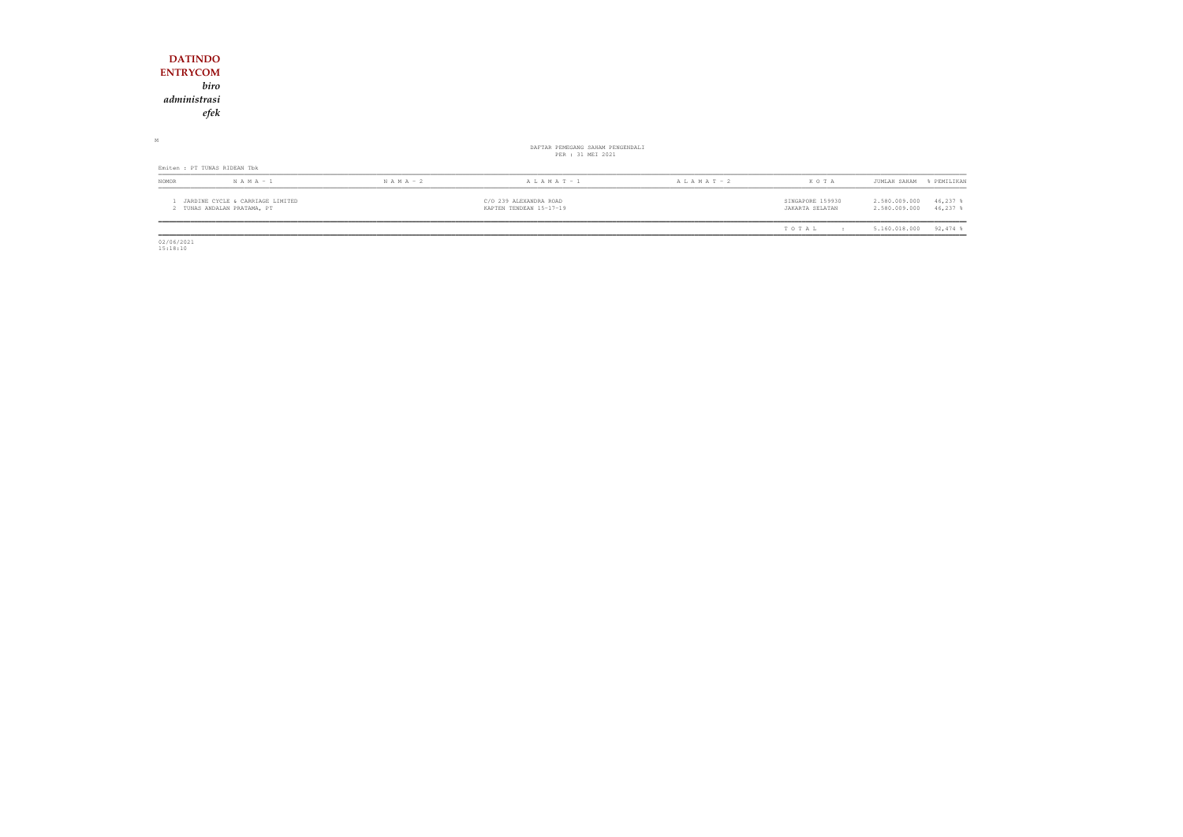**DATINDO ENTRYCOM**

*biro administrasi efek*

M

DAFTAR PEMEGANG SAHAM PENGENDALI

PER : 31 MEI 2021

Emiten : PT TUNAS RIDEAN Tbk

| NOMOR | N A M A - 1 | N A M A - 2 | A L A M A T - 1 | A L A M A T - 2 | K O T A | JUMLAH SAHAM | % PEMILIKAN |
|---|---|---|---|---|---|---|---|
| 1 | JARDINE CYCLE & CARRIAGE LIMITED | | C/O 239 ALEXANDRA ROAD | | SINGAPORE 159930 | 2.580.009.000 | 46,237 % |
| 2 | TUNAS ANDALAN PRATAMA, PT | | KAPTEN TENDEAN 15-17-19 | | JAKARTA SELATAN | 2.580.009.000 | 46,237 % |
| | | | | | T O T A L : | 5.160.018.000 | 92,474 % |

02/06/2021
15:18:10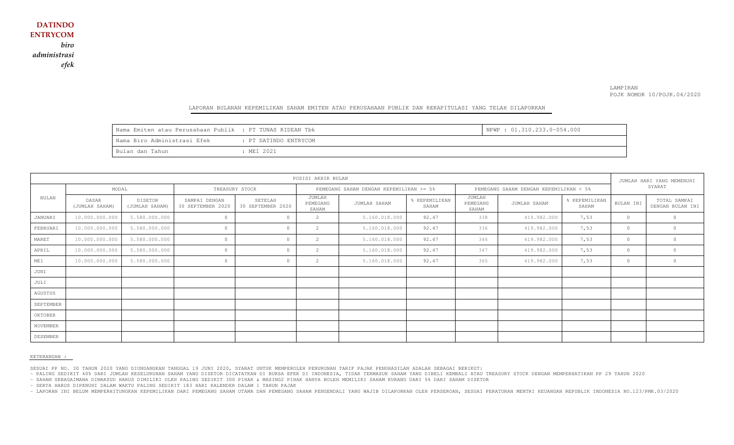**DATINDO ENTRYCOM**

***biro administrasi efek***

LAMPIRAN
POJK NOMOR 10/POJK.04/2020

LAPORAN BULANAN KEPEMILIKAN SAHAM EMITEN ATAU PERUSAHAAN PUBLIK DAN REKAPITULASI YANG TELAH DILAPORKAN

| | |
|---|---|
| Nama Emiten atau Perusahaan Publik : PT TUNAS RIDEAN Tbk | NPWP : 01.310.233.0-054.000 |
| Nama Biro Administrasi Efek : PT DATINDO ENTRYCOM | |
| Bulan dan Tahun : MEI 2021 | |

| BULAN | POSISI AKHIR BULAN | | | | | | | | | | JUMLAH HARI YANG MEMENUHI SYARAT | |
|---|---|---|---|---|---|---|---|---|---|---|---|---|
| | MODAL | | TREASURY STOCK | | PEMEGANG SAHAM DENGAN KEPEMILIKAN >= 5% | | | PEMEGANG SAHAM DENGAN KEPEMILIKAN < 5% | | | | |
| | DASAR (JUMLAH SAHAM) | DISETOR (JUMLAH SAHAM) | SAMPAI DENGAN 30 SEPTEMBER 2020 | SETELAH 30 SEPTEMBER 2020 | JUMLAH PEMEGANG SAHAM | JUMLAH SAHAM | % KEPEMILIKAN SAHAM | JUMLAH PEMEGANG SAHAM | JUMLAH SAHAM | % KEPEMILIKAN SAHAM | BULAN INI | TOTAL SAMPAI DENGAN BULAN INI |
| JANUARI | 10.000.000.000 | 5.580.000.000 | 0 | 0 | 2 | 5.160.018.000 | 92.47 | 338 | 419.982.000 | 7,53 | 0 | 0 |
| FEBRUARI | 10.000.000.000 | 5.580.000.000 | 0 | 0 | 2 | 5.160.018.000 | 92.47 | 336 | 419.982.000 | 7,53 | 0 | 0 |
| MARET | 10.000.000.000 | 5.580.000.000 | 0 | 0 | 2 | 5.160.018.000 | 92.47 | 346 | 419.982.000 | 7,53 | 0 | 0 |
| APRIL | 10.000.000.000 | 5.580.000.000 | 0 | 0 | 2 | 5.160.018.000 | 92.47 | 347 | 419.982.000 | 7,53 | 0 | 0 |
| MEI | 10.000.000.000 | 5.580.000.000 | 0 | 0 | 2 | 5.160.018.000 | 92.47 | 365 | 419.982.000 | 7,53 | 0 | 0 |
| JUNI | | | | | | | | | | | | |
| JULI | | | | | | | | | | | | |
| AGUSTUS | | | | | | | | | | | | |
| SEPTEMBER | | | | | | | | | | | | |
| OKTOBER | | | | | | | | | | | | |
| NOVEMBER | | | | | | | | | | | | |
| DESEMBER | | | | | | | | | | | | |

KETERANGAN :

SESUAI PP NO. 30 TAHUN 2020 YANG DIUNDANGKAN TANGGAL 19 JUNI 2020, SYARAT UNTUK MEMPEROLEH PENURUNAN TARIF PAJAK PENGHASILAN ADALAH SEBAGAI BERIKUT:

- PALING SEDIKIT 40% DARI JUMLAH KESELURUHAN SAHAM YANG DISETOR DICATATKAN DI BURSA EFEK DI INDONESIA, TIDAK TERMASUK SAHAM YANG DIBELI KEMBALI ATAU TREASURY STOCK DENGAN MEMPERHATIKAN PP 29 TAHUN 2020
- SAHAM SEBAGAIMANA DIMAKSUD HARUS DIMILIKI OLEH PALING SEDIKIT 300 PIHAK & MASING2 PIHAK HANYA BOLEH MEMILIKI SAHAM KURANG DARI 5% DARI SAHAM DISETOR
- SERTA HARUS DIPENUHI DALAM WAKTU PALING SEDIKIT 183 HARI KALENDER DALAM 1 TAHUN PAJAK
- LAPORAN INI BELUM MEMPERHITUNGKAN KEPEMILIKAN DARI PEMEGANG SAHAM UTAMA DAN PEMEGANG SAHAM PENGENDALI YANG WAJIB DILAPORKAN OLEH PERSEROAN, SESUAI PERATURAN MENTRI KEUANGAN REPUBLIK INDONESIA NO.123/PMK.03/2020